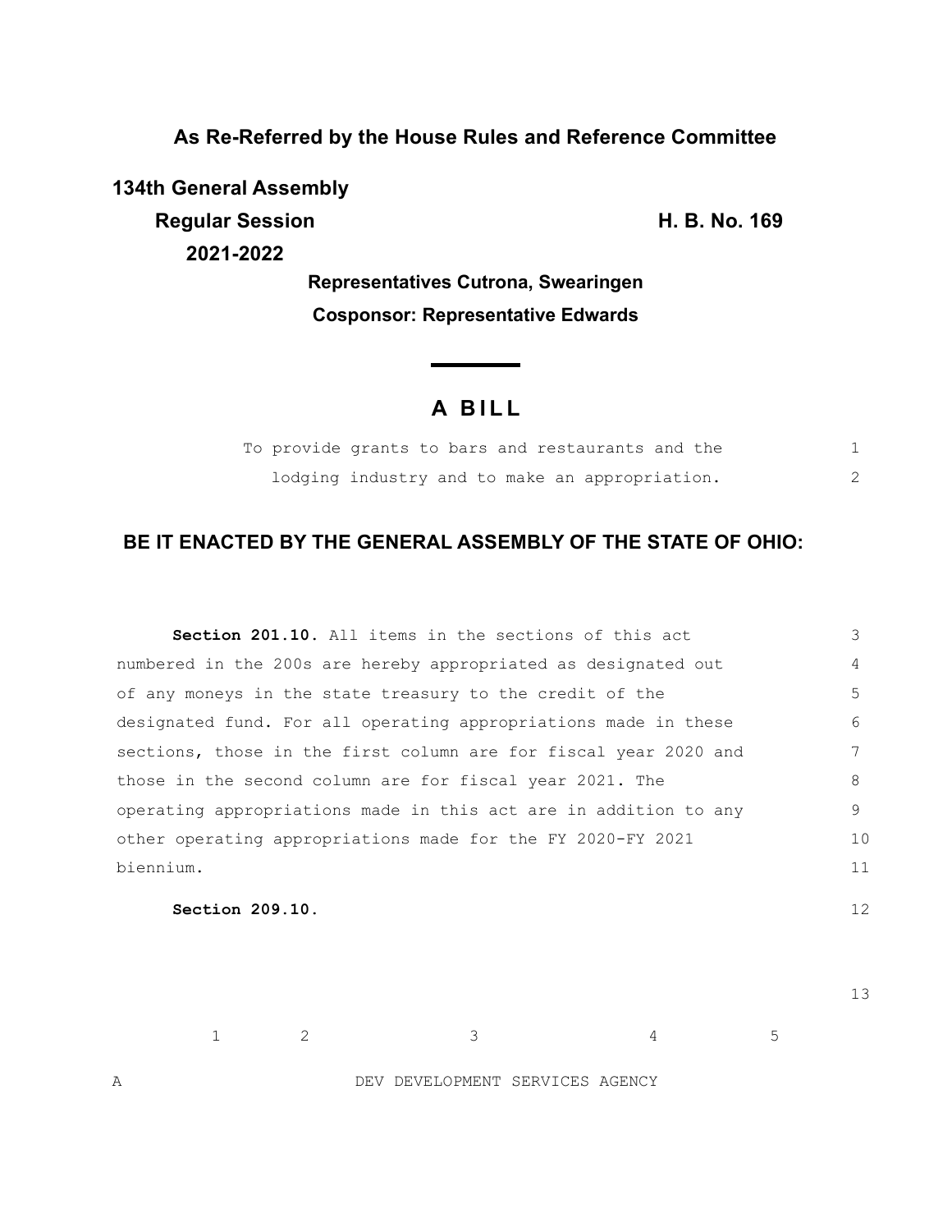**As Re-Referred by the House Rules and Reference Committee**

**134th General Assembly**

**Regular Session**

**2021-2022**

**H. B. No. 169**

**Representatives Cutrona, Swearingen**

**Cosponsor: Representative Edwards**

# A BILL

To provide grants to bars and restaurants and the lodging industry and to make an appropriation.

## BE IT ENACTED BY THE GENERAL ASSEMBLY OF THE STATE OF OHIO:

**Section 201.10.** All items in the sections of this act numbered in the 200s are hereby appropriated as designated out of any moneys in the state treasury to the credit of the designated fund. For all operating appropriations made in these sections, those in the first column are for fiscal year 2020 and those in the second column are for fiscal year 2021. The operating appropriations made in this act are in addition to any other operating appropriations made for the FY 2020-FY 2021 biennium.

**Section 209.10.**

| | 1 | 2 | 3 | 4 | 5 |
|---|---|---|---|---|---|
| A | | | DEV DEVELOPMENT SERVICES AGENCY | | |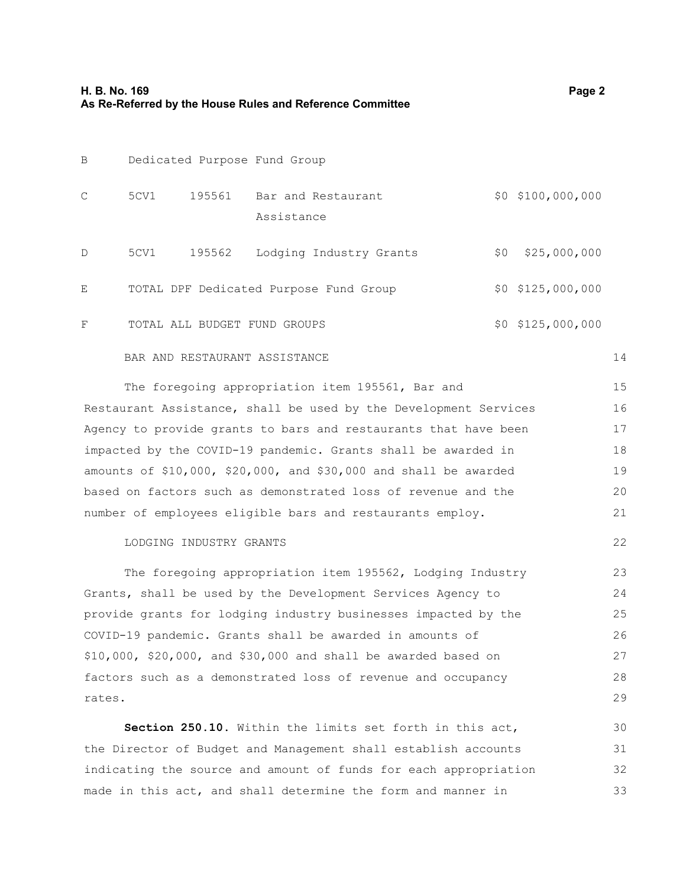| | | | | | |
|---|---|---|---|---|---|
| B | Dedicated Purpose Fund Group | | | | |
| C | 5CV1 | 195561 | Bar and Restaurant Assistance | $0 | $100,000,000 |
| D | 5CV1 | 195562 | Lodging Industry Grants | $0 | $25,000,000 |
| E | TOTAL DPF Dedicated Purpose Fund Group | | | $0 | $125,000,000 |
| F | TOTAL ALL BUDGET FUND GROUPS | | | $0 | $125,000,000 |

BAR AND RESTAURANT ASSISTANCE

The foregoing appropriation item 195561, Bar and Restaurant Assistance, shall be used by the Development Services Agency to provide grants to bars and restaurants that have been impacted by the COVID-19 pandemic. Grants shall be awarded in amounts of $10,000, $20,000, and $30,000 and shall be awarded based on factors such as demonstrated loss of revenue and the number of employees eligible bars and restaurants employ.

LODGING INDUSTRY GRANTS

The foregoing appropriation item 195562, Lodging Industry Grants, shall be used by the Development Services Agency to provide grants for lodging industry businesses impacted by the COVID-19 pandemic. Grants shall be awarded in amounts of $10,000, $20,000, and $30,000 and shall be awarded based on factors such as a demonstrated loss of revenue and occupancy rates.

**Section 250.10.** Within the limits set forth in this act, the Director of Budget and Management shall establish accounts indicating the source and amount of funds for each appropriation made in this act, and shall determine the form and manner in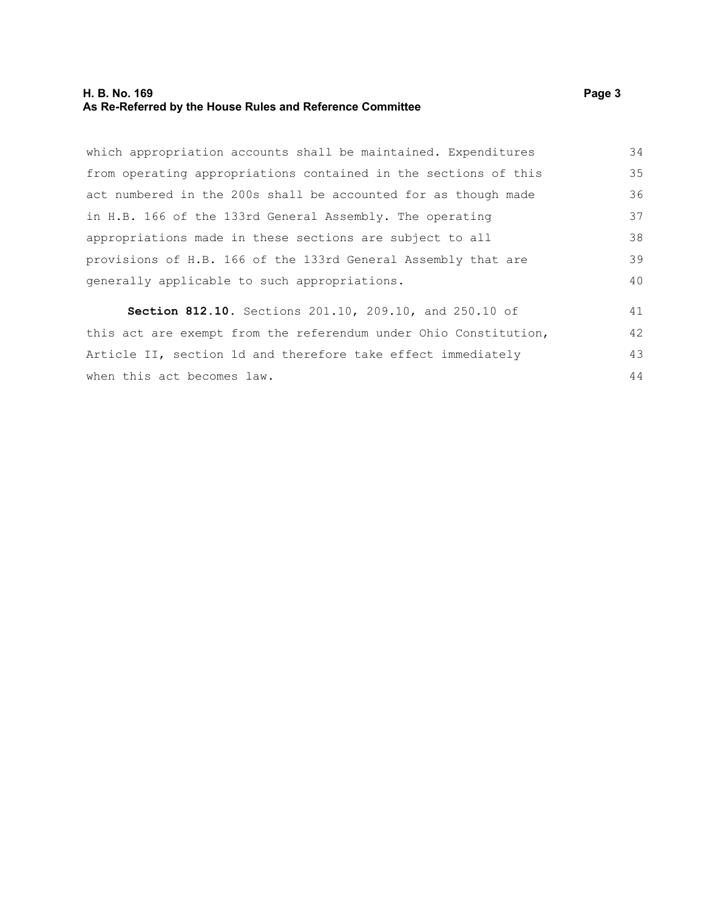which appropriation accounts shall be maintained. Expenditures from operating appropriations contained in the sections of this act numbered in the 200s shall be accounted for as though made in H.B. 166 of the 133rd General Assembly. The operating appropriations made in these sections are subject to all provisions of H.B. 166 of the 133rd General Assembly that are generally applicable to such appropriations.

**Section 812.10.** Sections 201.10, 209.10, and 250.10 of this act are exempt from the referendum under Ohio Constitution, Article II, section 1d and therefore take effect immediately when this act becomes law.